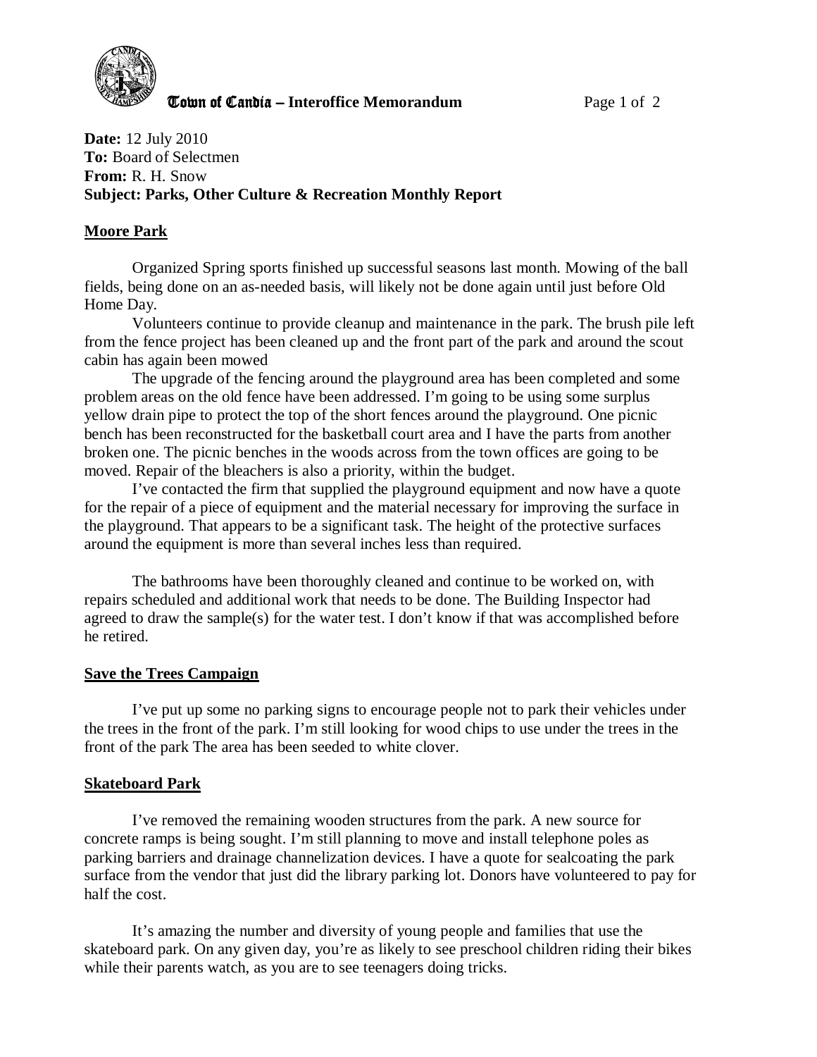**Town of Candia – Interoffice Memorandum**

**Date:** 12 July 2010
**To:** Board of Selectmen
**From:** R. H. Snow
**Subject: Parks, Other Culture & Recreation Monthly Report**

## Moore Park

Organized Spring sports finished up successful seasons last month. Mowing of the ball fields, being done on an as-needed basis, will likely not be done again until just before Old Home Day.

Volunteers continue to provide cleanup and maintenance in the park. The brush pile left from the fence project has been cleaned up and the front part of the park and around the scout cabin has again been mowed

The upgrade of the fencing around the playground area has been completed and some problem areas on the old fence have been addressed. I'm going to be using some surplus yellow drain pipe to protect the top of the short fences around the playground. One picnic bench has been reconstructed for the basketball court area and I have the parts from another broken one. The picnic benches in the woods across from the town offices are going to be moved. Repair of the bleachers is also a priority, within the budget.

I've contacted the firm that supplied the playground equipment and now have a quote for the repair of a piece of equipment and the material necessary for improving the surface in the playground. That appears to be a significant task. The height of the protective surfaces around the equipment is more than several inches less than required.

The bathrooms have been thoroughly cleaned and continue to be worked on, with repairs scheduled and additional work that needs to be done. The Building Inspector had agreed to draw the sample(s) for the water test. I don't know if that was accomplished before he retired.

## Save the Trees Campaign

I've put up some no parking signs to encourage people not to park their vehicles under the trees in the front of the park. I'm still looking for wood chips to use under the trees in the front of the park The area has been seeded to white clover.

## Skateboard Park

I've removed the remaining wooden structures from the park. A new source for concrete ramps is being sought. I'm still planning to move and install telephone poles as parking barriers and drainage channelization devices. I have a quote for sealcoating the park surface from the vendor that just did the library parking lot. Donors have volunteered to pay for half the cost.

It's amazing the number and diversity of young people and families that use the skateboard park. On any given day, you're as likely to see preschool children riding their bikes while their parents watch, as you are to see teenagers doing tricks.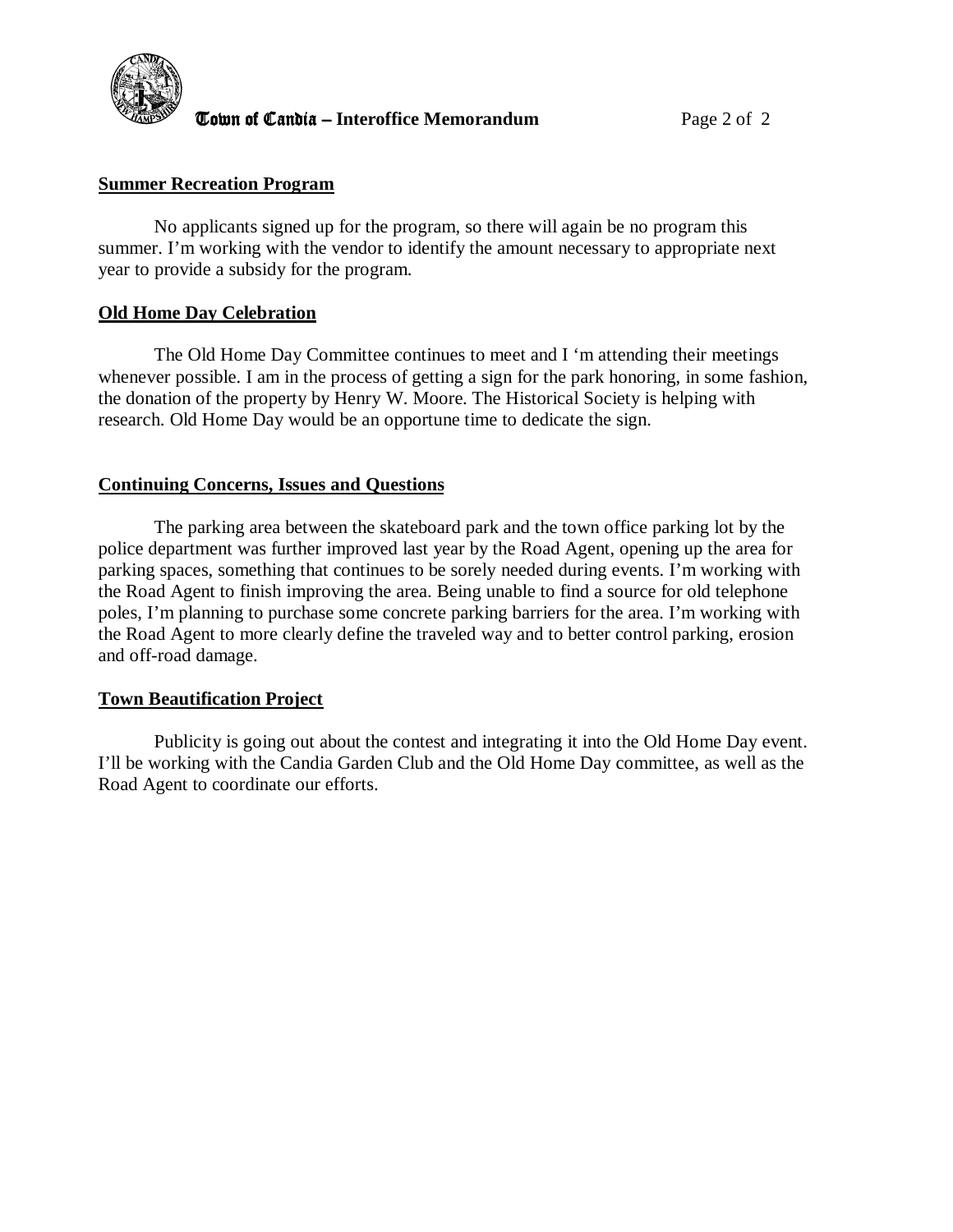**Summer Recreation Program**

No applicants signed up for the program, so there will again be no program this summer. I'm working with the vendor to identify the amount necessary to appropriate next year to provide a subsidy for the program.

**Old Home Day Celebration**

The Old Home Day Committee continues to meet and I 'm attending their meetings whenever possible. I am in the process of getting a sign for the park honoring, in some fashion, the donation of the property by Henry W. Moore. The Historical Society is helping with research. Old Home Day would be an opportune time to dedicate the sign.

**Continuing Concerns, Issues and Questions**

The parking area between the skateboard park and the town office parking lot by the police department was further improved last year by the Road Agent, opening up the area for parking spaces, something that continues to be sorely needed during events. I'm working with the Road Agent to finish improving the area. Being unable to find a source for old telephone poles, I'm planning to purchase some concrete parking barriers for the area. I'm working with the Road Agent to more clearly define the traveled way and to better control parking, erosion and off-road damage.

**Town Beautification Project**

Publicity is going out about the contest and integrating it into the Old Home Day event. I'll be working with the Candia Garden Club and the Old Home Day committee, as well as the Road Agent to coordinate our efforts.